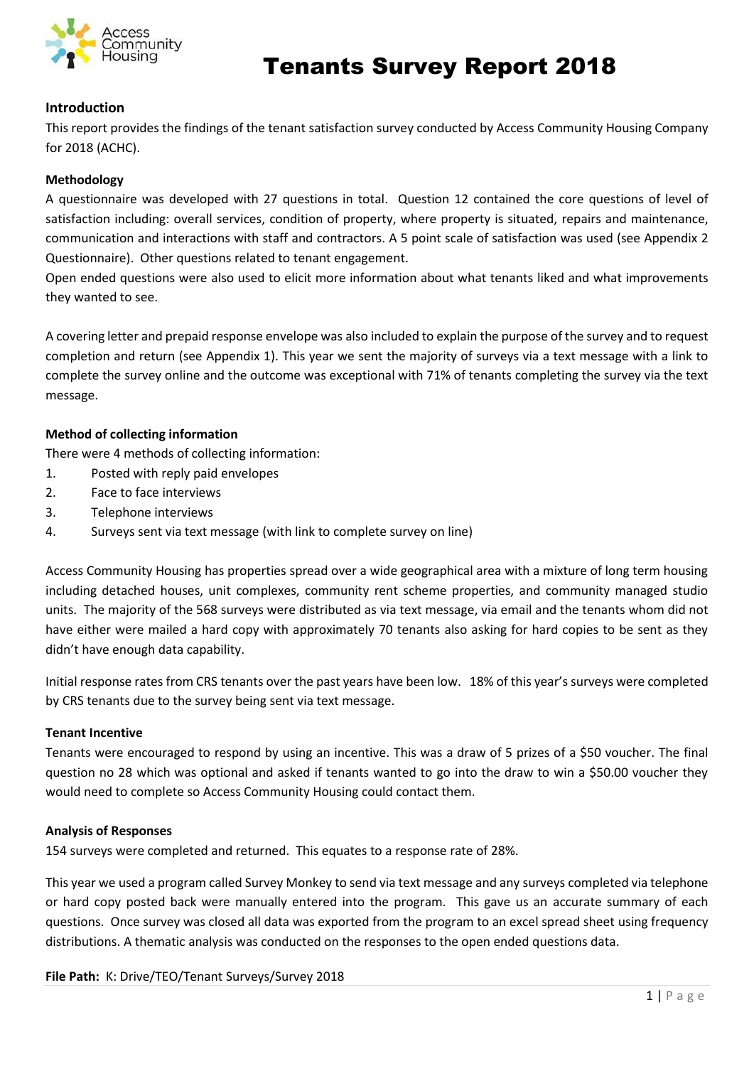# Tenants Survey Report 2018

## Introduction

This report provides the findings of the tenant satisfaction survey conducted by Access Community Housing Company for 2018 (ACHC).

## Methodology

A questionnaire was developed with 27 questions in total. Question 12 contained the core questions of level of satisfaction including: overall services, condition of property, where property is situated, repairs and maintenance, communication and interactions with staff and contractors. A 5 point scale of satisfaction was used (see Appendix 2 Questionnaire). Other questions related to tenant engagement.

Open ended questions were also used to elicit more information about what tenants liked and what improvements they wanted to see.

A covering letter and prepaid response envelope was also included to explain the purpose of the survey and to request completion and return (see Appendix 1). This year we sent the majority of surveys via a text message with a link to complete the survey online and the outcome was exceptional with 71% of tenants completing the survey via the text message.

## Method of collecting information

There were 4 methods of collecting information:

1. Posted with reply paid envelopes
2. Face to face interviews
3. Telephone interviews
4. Surveys sent via text message (with link to complete survey on line)

Access Community Housing has properties spread over a wide geographical area with a mixture of long term housing including detached houses, unit complexes, community rent scheme properties, and community managed studio units. The majority of the 568 surveys were distributed as via text message, via email and the tenants whom did not have either were mailed a hard copy with approximately 70 tenants also asking for hard copies to be sent as they didn't have enough data capability.

Initial response rates from CRS tenants over the past years have been low. 18% of this year's surveys were completed by CRS tenants due to the survey being sent via text message.

## Tenant Incentive

Tenants were encouraged to respond by using an incentive. This was a draw of 5 prizes of a $50 voucher. The final question no 28 which was optional and asked if tenants wanted to go into the draw to win a $50.00 voucher they would need to complete so Access Community Housing could contact them.

## Analysis of Responses

154 surveys were completed and returned. This equates to a response rate of 28%.

This year we used a program called Survey Monkey to send via text message and any surveys completed via telephone or hard copy posted back were manually entered into the program. This gave us an accurate summary of each questions. Once survey was closed all data was exported from the program to an excel spread sheet using frequency distributions. A thematic analysis was conducted on the responses to the open ended questions data.

**File Path:** K: Drive/TEO/Tenant Surveys/Survey 2018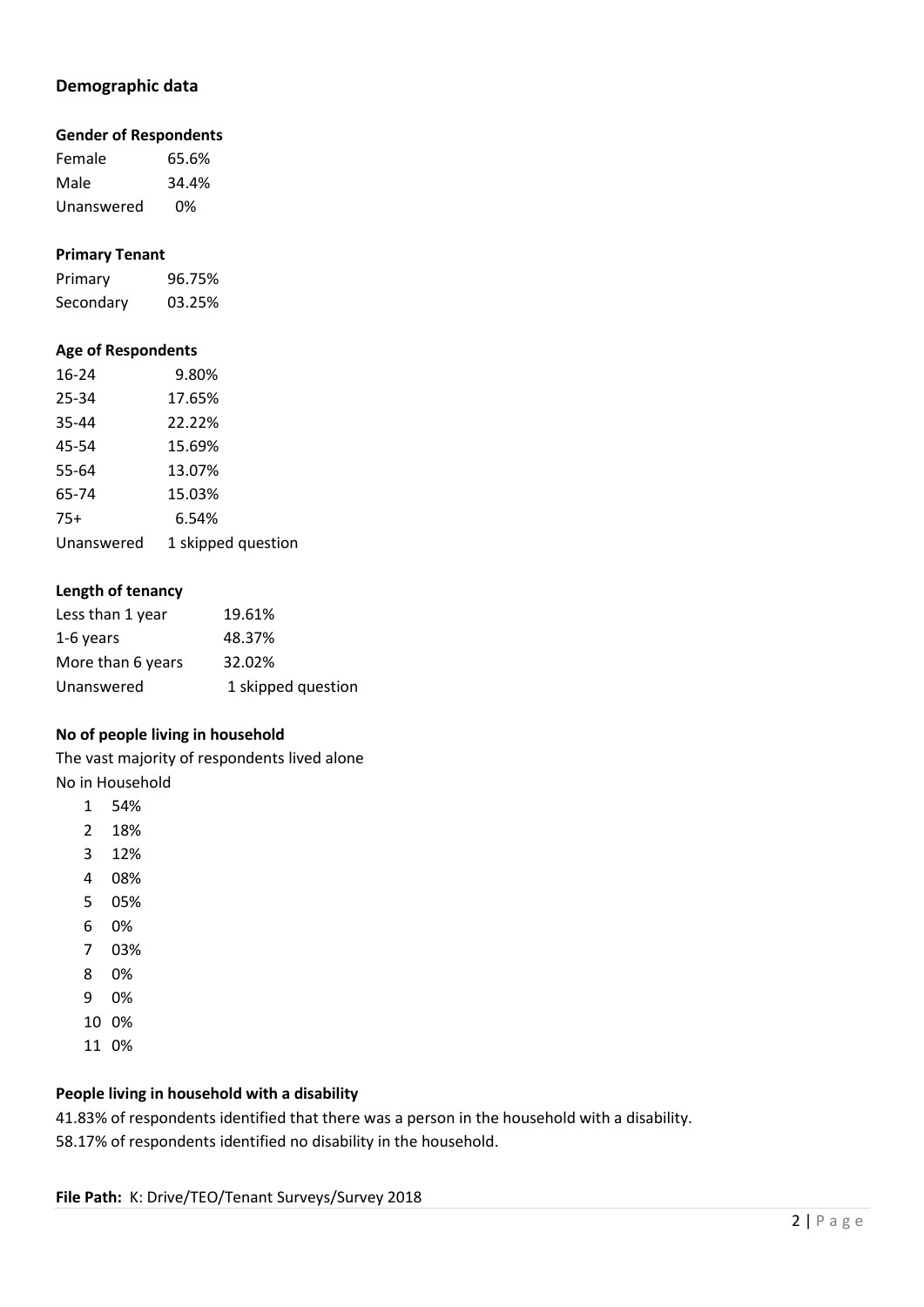## Demographic data

### Gender of Respondents

| | |
|---|---|
| Female | 65.6% |
| Male | 34.4% |
| Unanswered | 0% |

### Primary Tenant

| | |
|---|---|
| Primary | 96.75% |
| Secondary | 03.25% |

### Age of Respondents

| | |
|---|---|
| 16-24 | 9.80% |
| 25-34 | 17.65% |
| 35-44 | 22.22% |
| 45-54 | 15.69% |
| 55-64 | 13.07% |
| 65-74 | 15.03% |
| 75+ | 6.54% |
| Unanswered | 1 skipped question |

### Length of tenancy

| | |
|---|---|
| Less than 1 year | 19.61% |
| 1-6 years | 48.37% |
| More than 6 years | 32.02% |
| Unanswered | 1 skipped question |

### No of people living in household

The vast majority of respondents lived alone

No in Household

| | |
|---|---|
| 1 | 54% |
| 2 | 18% |
| 3 | 12% |
| 4 | 08% |
| 5 | 05% |
| 6 | 0% |
| 7 | 03% |
| 8 | 0% |
| 9 | 0% |
| 10 | 0% |
| 11 | 0% |

### People living in household with a disability

41.83% of respondents identified that there was a person in the household with a disability.

58.17% of respondents identified no disability in the household.

**File Path:** K: Drive/TEO/Tenant Surveys/Survey 2018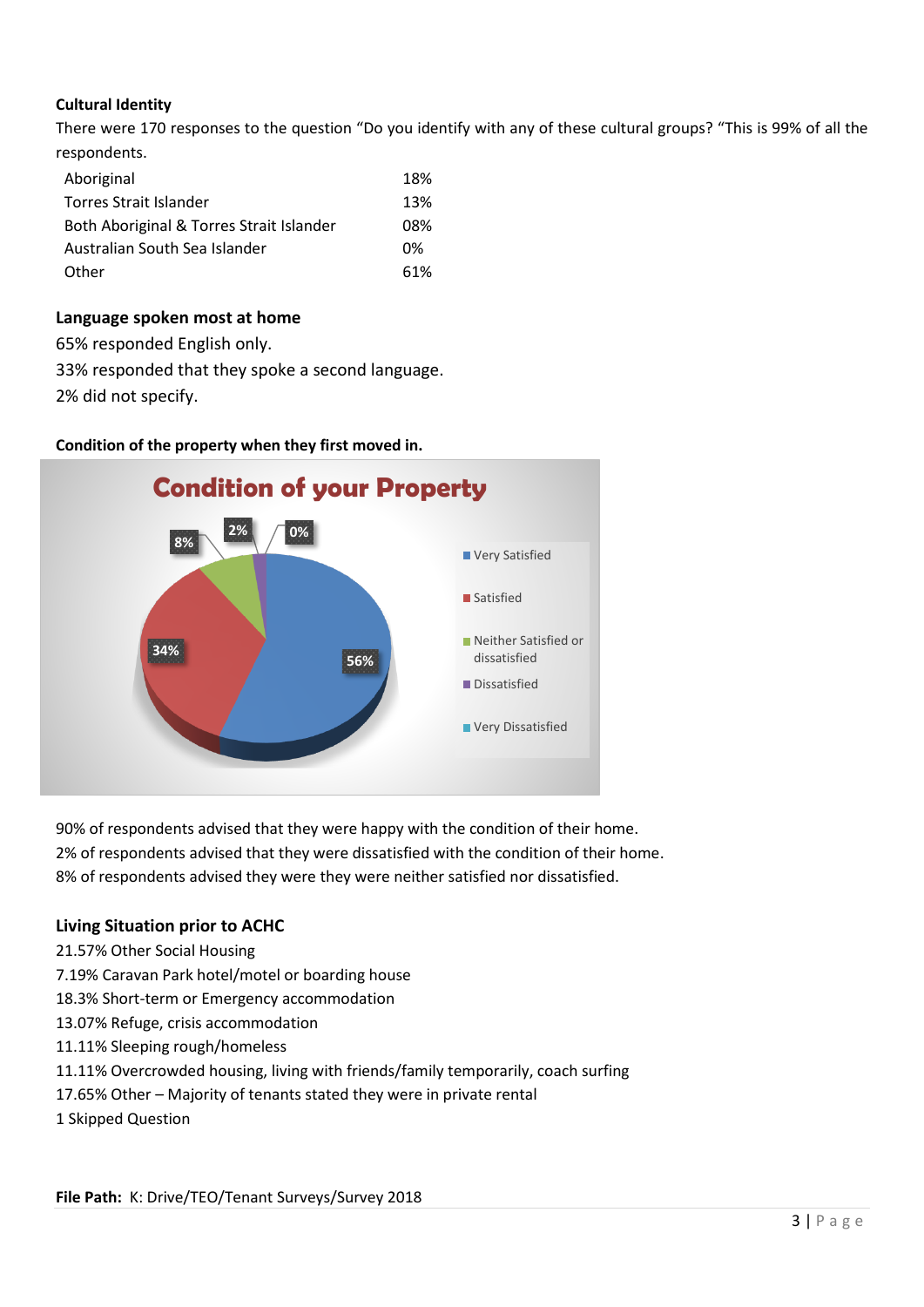**Cultural Identity**

There were 170 responses to the question "Do you identify with any of these cultural groups? "This is 99% of all the respondents.

| | |
|---|---|
| Aboriginal | 18% |
| Torres Strait Islander | 13% |
| Both Aboriginal & Torres Strait Islander | 08% |
| Australian South Sea Islander | 0% |
| Other | 61% |

**Language spoken most at home**

65% responded English only.

33% responded that they spoke a second language.

2% did not specify.

**Condition of the property when they first moved in.**

Condition of your Property

| | |
|---|---|
| Very Satisfied | 56% |
| Satisfied | 34% |
| Neither Satisfied or dissatisfied | 8% |
| Dissatisfied | 2% |
| Very Dissatisfied | 0% |

90% of respondents advised that they were happy with the condition of their home.

2% of respondents advised that they were dissatisfied with the condition of their home.

8% of respondents advised they were they were neither satisfied nor dissatisfied.

**Living Situation prior to ACHC**

21.57% Other Social Housing

7.19% Caravan Park hotel/motel or boarding house

18.3% Short-term or Emergency accommodation

13.07% Refuge, crisis accommodation

11.11% Sleeping rough/homeless

11.11% Overcrowded housing, living with friends/family temporarily, coach surfing

17.65% Other – Majority of tenants stated they were in private rental

1 Skipped Question

**File Path:** K: Drive/TEO/Tenant Surveys/Survey 2018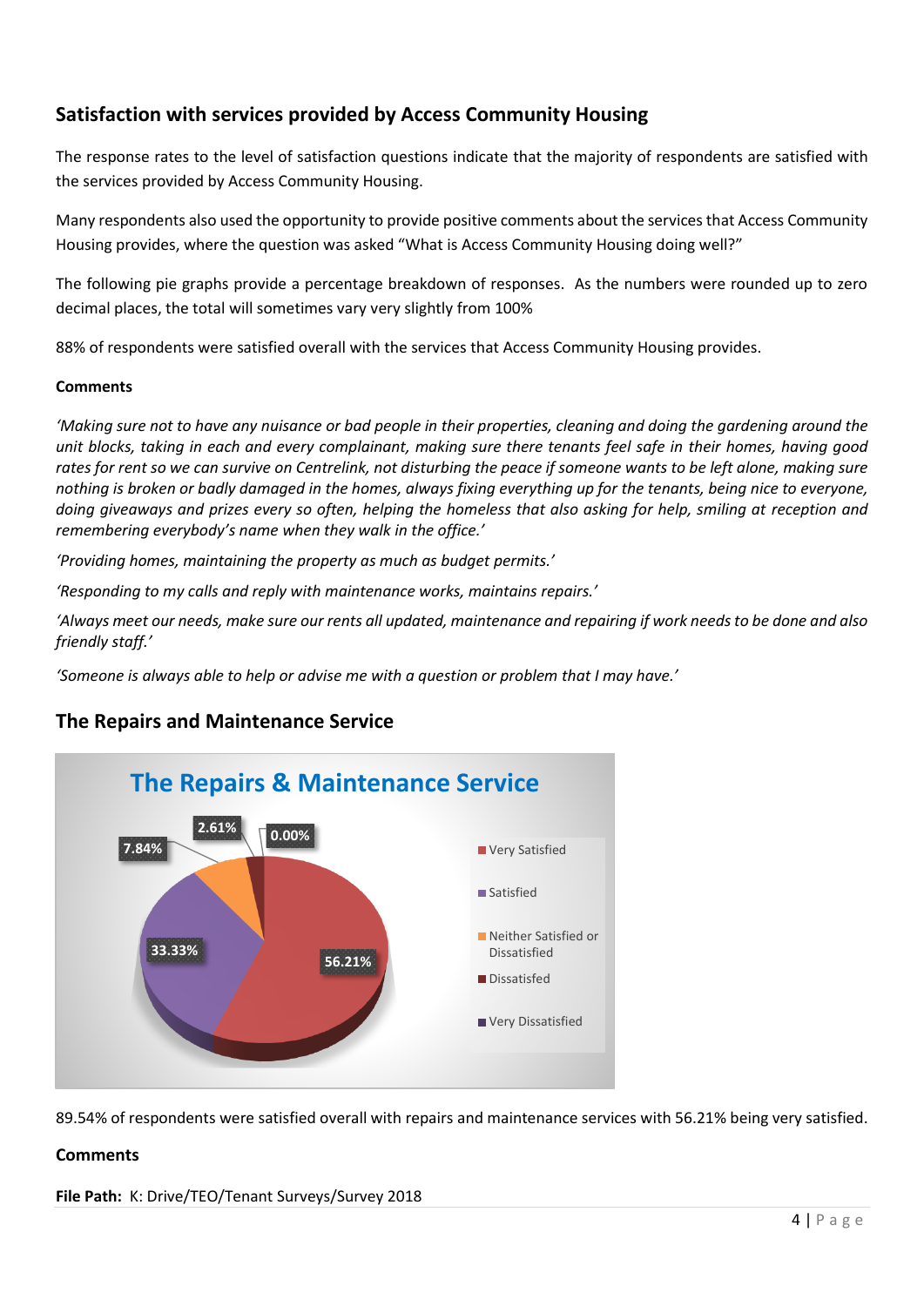## Satisfaction with services provided by Access Community Housing

The response rates to the level of satisfaction questions indicate that the majority of respondents are satisfied with the services provided by Access Community Housing.

Many respondents also used the opportunity to provide positive comments about the services that Access Community Housing provides, where the question was asked "What is Access Community Housing doing well?"

The following pie graphs provide a percentage breakdown of responses. As the numbers were rounded up to zero decimal places, the total will sometimes vary very slightly from 100%

88% of respondents were satisfied overall with the services that Access Community Housing provides.

**Comments**

*'Making sure not to have any nuisance or bad people in their properties, cleaning and doing the gardening around the unit blocks, taking in each and every complainant, making sure there tenants feel safe in their homes, having good rates for rent so we can survive on Centrelink, not disturbing the peace if someone wants to be left alone, making sure nothing is broken or badly damaged in the homes, always fixing everything up for the tenants, being nice to everyone, doing giveaways and prizes every so often, helping the homeless that also asking for help, smiling at reception and remembering everybody's name when they walk in the office.'*

*'Providing homes, maintaining the property as much as budget permits.'*

*'Responding to my calls and reply with maintenance works, maintains repairs.'*

*'Always meet our needs, make sure our rents all updated, maintenance and repairing if work needs to be done and also friendly staff.'*

*'Someone is always able to help or advise me with a question or problem that I may have.'*

## The Repairs and Maintenance Service

**The Repairs & Maintenance Service**

| Response | Percentage |
|---|---|
| Very Satisfied | 56.21% |
| Satisfied | 33.33% |
| Neither Satisfied or Dissatisfied | 7.84% |
| Dissatisfed | 2.61% |
| Very Dissatisfied | 0.00% |

89.54% of respondents were satisfied overall with repairs and maintenance services with 56.21% being very satisfied.

**Comments**

**File Path:** K: Drive/TEO/Tenant Surveys/Survey 2018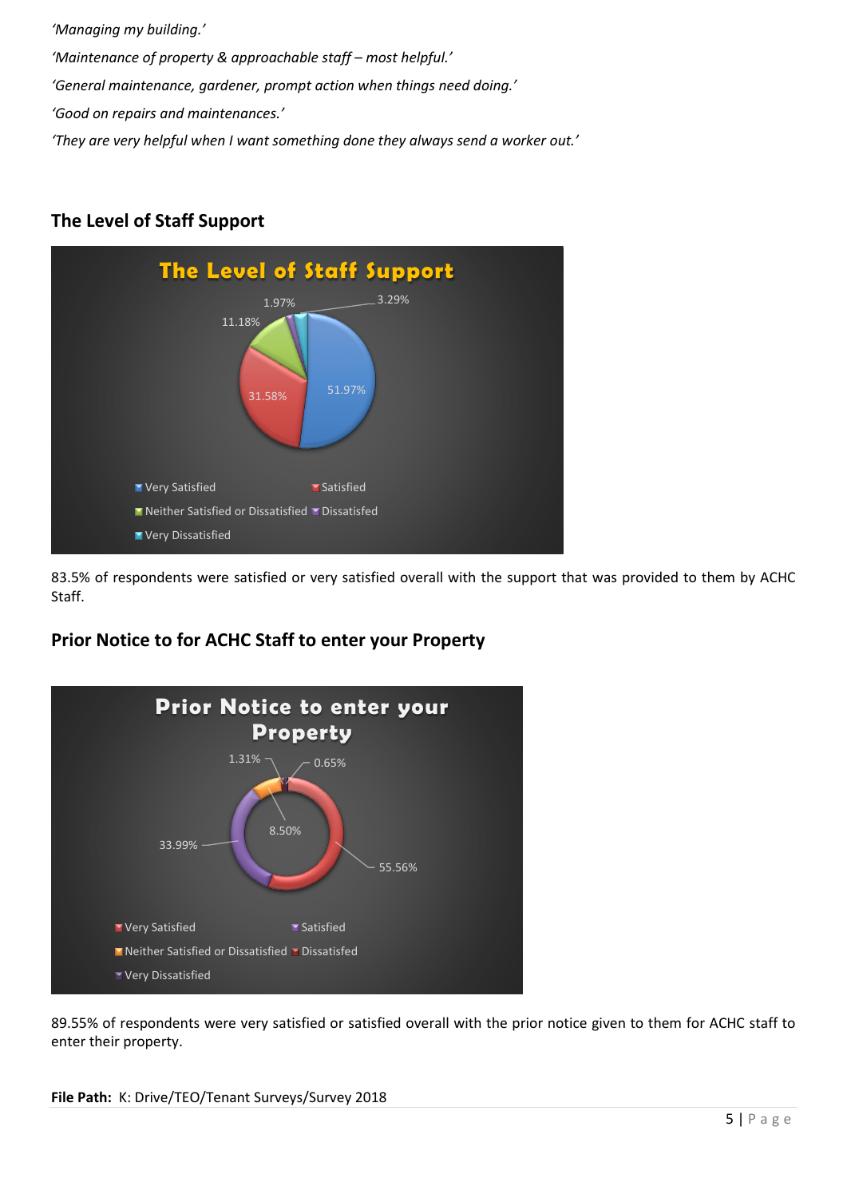*'Managing my building.'*

*'Maintenance of property & approachable staff – most helpful.'*

*'General maintenance, gardener, prompt action when things need doing.'*

*'Good on repairs and maintenances.'*

*'They are very helpful when I want something done they always send a worker out.'*

## The Level of Staff Support

83.5% of respondents were satisfied or very satisfied overall with the support that was provided to them by ACHC Staff.

## Prior Notice to for ACHC Staff to enter your Property

89.55% of respondents were very satisfied or satisfied overall with the prior notice given to them for ACHC staff to enter their property.

**File Path:** K: Drive/TEO/Tenant Surveys/Survey 2018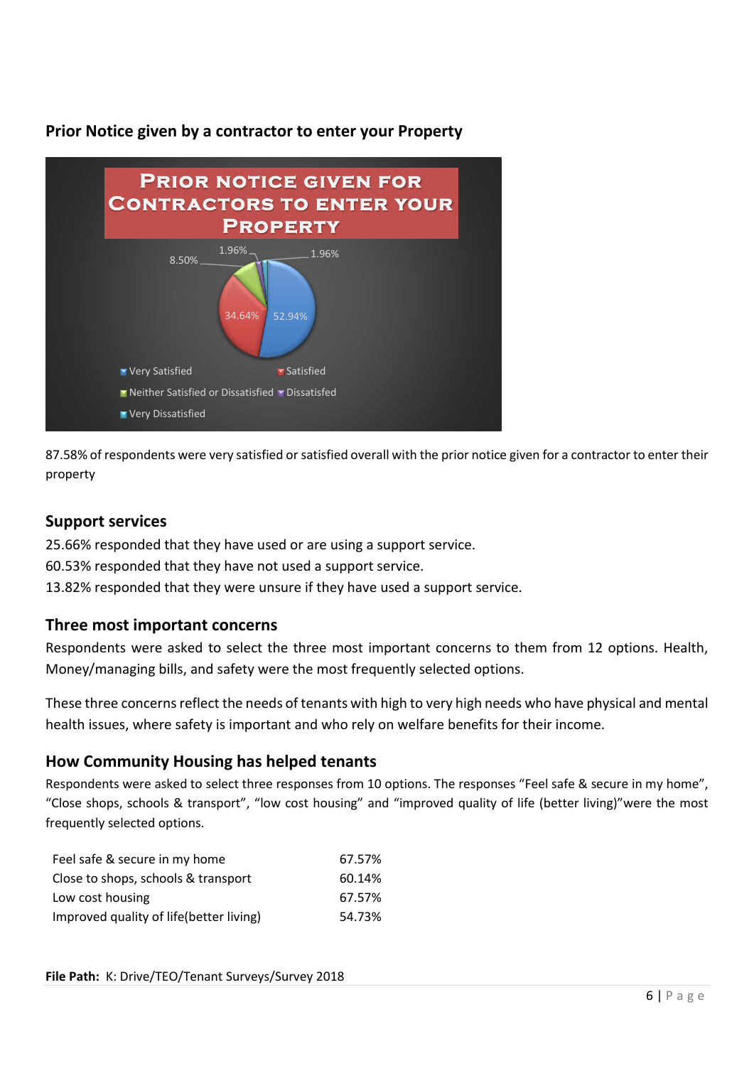## Prior Notice given by a contractor to enter your Property

87.58% of respondents were very satisfied or satisfied overall with the prior notice given for a contractor to enter their property

## Support services

25.66% responded that they have used or are using a support service.
60.53% responded that they have not used a support service.
13.82% responded that they were unsure if they have used a support service.

## Three most important concerns

Respondents were asked to select the three most important concerns to them from 12 options. Health, Money/managing bills, and safety were the most frequently selected options.

These three concerns reflect the needs of tenants with high to very high needs who have physical and mental health issues, where safety is important and who rely on welfare benefits for their income.

## How Community Housing has helped tenants

Respondents were asked to select three responses from 10 options. The responses "Feel safe & secure in my home", "Close shops, schools & transport", "low cost housing" and "improved quality of life (better living)"were the most frequently selected options.

| | |
|---|---|
| Feel safe & secure in my home | 67.57% |
| Close to shops, schools & transport | 60.14% |
| Low cost housing | 67.57% |
| Improved quality of life(better living) | 54.73% |

**File Path:** K: Drive/TEO/Tenant Surveys/Survey 2018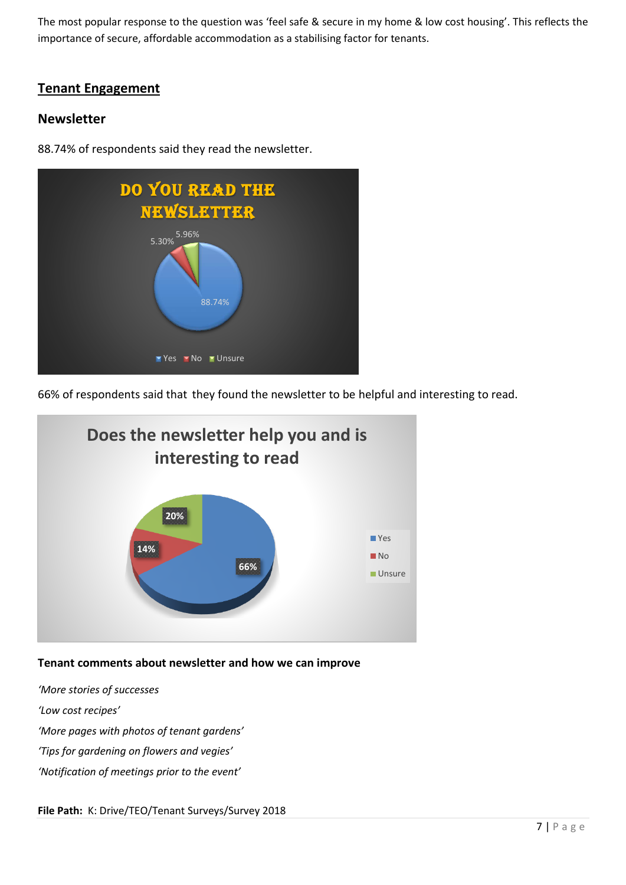The most popular response to the question was ‘feel safe & secure in my home & low cost housing’. This reflects the importance of secure, affordable accommodation as a stabilising factor for tenants.

## Tenant Engagement

### Newsletter

88.74% of respondents said they read the newsletter.

**DO YOU READ THE NEWSLETTER**

| Response | Percentage |
|---|---|
| Yes | 88.74% |
| No | 5.30% |
| Unsure | 5.96% |

66% of respondents said that they found the newsletter to be helpful and interesting to read.

**Does the newsletter help you and is interesting to read**

| Response | Percentage |
|---|---|
| Yes | 66% |
| No | 14% |
| Unsure | 20% |

**Tenant comments about newsletter and how we can improve**

*‘More stories of successes*

*‘Low cost recipes’*

*‘More pages with photos of tenant gardens’*

*‘Tips for gardening on flowers and vegies’*

*‘Notification of meetings prior to the event’*

**File Path:** K: Drive/TEO/Tenant Surveys/Survey 2018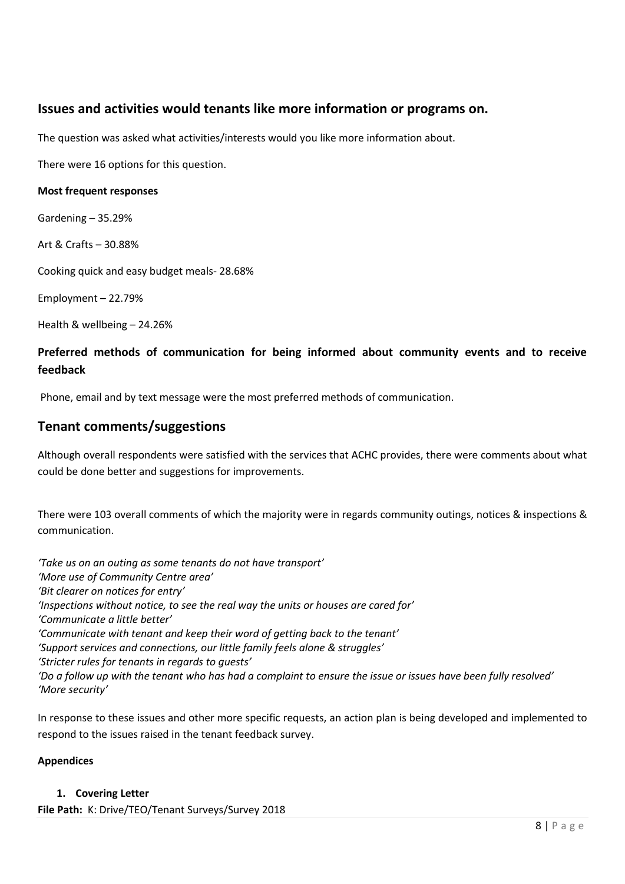## Issues and activities would tenants like more information or programs on.

The question was asked what activities/interests would you like more information about.

There were 16 options for this question.

**Most frequent responses**

Gardening – 35.29%

Art & Crafts – 30.88%

Cooking quick and easy budget meals- 28.68%

Employment – 22.79%

Health & wellbeing – 24.26%

### Preferred methods of communication for being informed about community events and to receive feedback

Phone, email and by text message were the most preferred methods of communication.

## Tenant comments/suggestions

Although overall respondents were satisfied with the services that ACHC provides, there were comments about what could be done better and suggestions for improvements.

There were 103 overall comments of which the majority were in regards community outings, notices & inspections & communication.

*'Take us on an outing as some tenants do not have transport'*
*'More use of Community Centre area'*
*'Bit clearer on notices for entry'*
*'Inspections without notice, to see the real way the units or houses are cared for'*
*'Communicate a little better'*
*'Communicate with tenant and keep their word of getting back to the tenant'*
*'Support services and connections, our little family feels alone & struggles'*
*'Stricter rules for tenants in regards to guests'*
*'Do a follow up with the tenant who has had a complaint to ensure the issue or issues have been fully resolved'*
*'More security'*

In response to these issues and other more specific requests, an action plan is being developed and implemented to respond to the issues raised in the tenant feedback survey.

**Appendices**

1. **Covering Letter**

**File Path:** K: Drive/TEO/Tenant Surveys/Survey 2018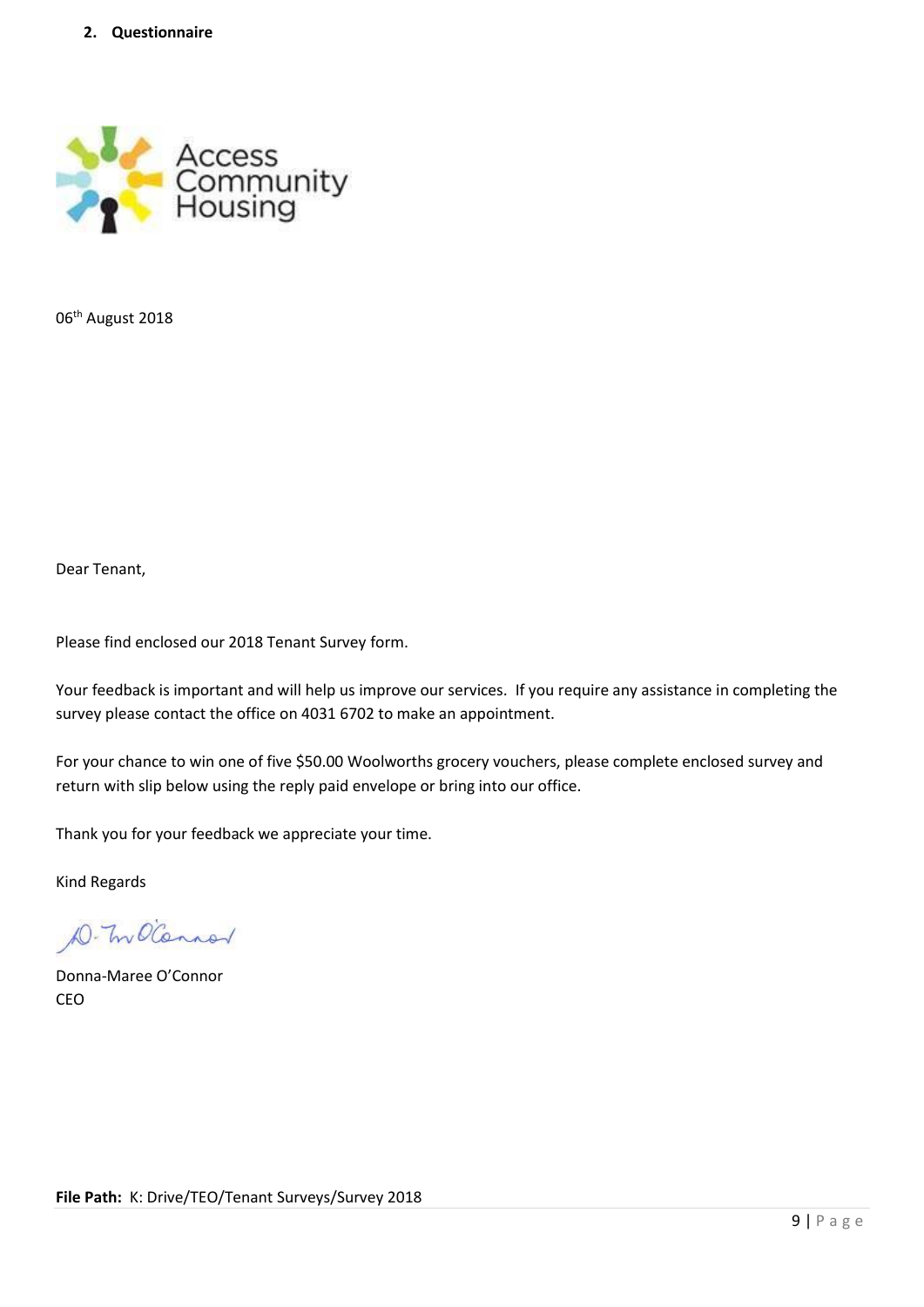## 2. Questionnaire

Access Community Housing

06th August 2018

Dear Tenant,

Please find enclosed our 2018 Tenant Survey form.

Your feedback is important and will help us improve our services. If you require any assistance in completing the survey please contact the office on 4031 6702 to make an appointment.

For your chance to win one of five $50.00 Woolworths grocery vouchers, please complete enclosed survey and return with slip below using the reply paid envelope or bring into our office.

Thank you for your feedback we appreciate your time.

Kind Regards

Donna-Maree O'Connor
CEO

**File Path:** K: Drive/TEO/Tenant Surveys/Survey 2018